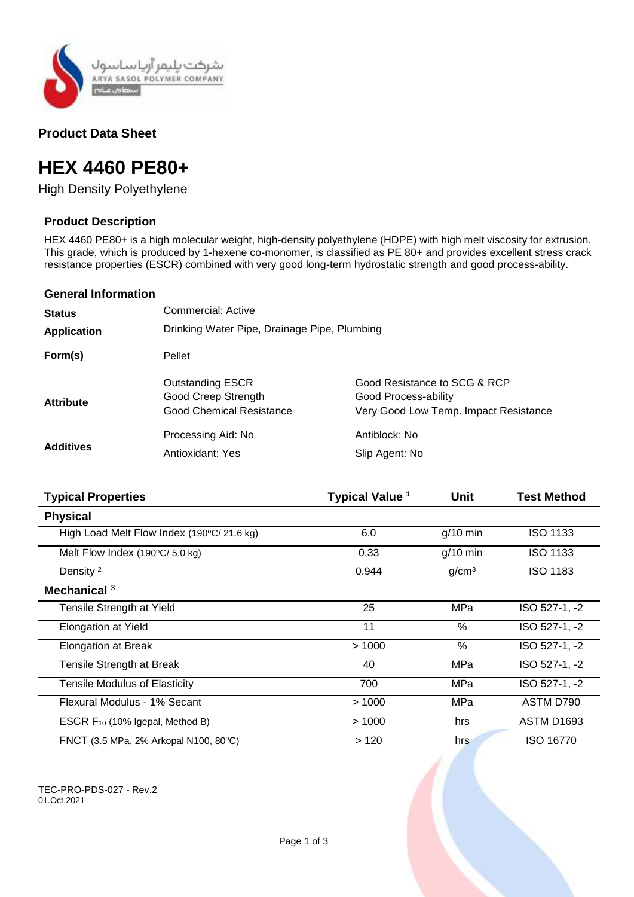شرکت پلیمر آریا ساسول
ARYA SASOL POLYMER COMPANY
سهامی عام

**Product Data Sheet**

# HEX 4460 PE80+

High Density Polyethylene

## Product Description

HEX 4460 PE80+ is a high molecular weight, high-density polyethylene (HDPE) with high melt viscosity for extrusion. This grade, which is produced by 1-hexene co-monomer, is classified as PE 80+ and provides excellent stress crack resistance properties (ESCR) combined with very good long-term hydrostatic strength and good process-ability.

## General Information

| | | |
|---|---|---|
| **Status** | Commercial: Active | |
| **Application** | Drinking Water Pipe, Drainage Pipe, Plumbing | |
| **Form(s)** | Pellet | |
| **Attribute** | Outstanding ESCR<br>Good Creep Strength<br>Good Chemical Resistance | Good Resistance to SCG & RCP<br>Good Process-ability<br>Very Good Low Temp. Impact Resistance |
| **Additives** | Processing Aid: No<br>Antioxidant: Yes | Antiblock: No<br>Slip Agent: No |

| Typical Properties | Typical Value [1] | Unit | Test Method |
|---|---|---|---|
| **Physical** | | | |
| High Load Melt Flow Index (190ºC/ 21.6 kg) | 6.0 | g/10 min | ISO 1133 |
| Melt Flow Index (190ºC/ 5.0 kg) | 0.33 | g/10 min | ISO 1133 |
| Density [2] | 0.944 | g/cm³ | ISO 1183 |
| **Mechanical** [3] | | | |
| Tensile Strength at Yield | 25 | MPa | ISO 527-1, -2 |
| Elongation at Yield | 11 | % | ISO 527-1, -2 |
| Elongation at Break | > 1000 | % | ISO 527-1, -2 |
| Tensile Strength at Break | 40 | MPa | ISO 527-1, -2 |
| Tensile Modulus of Elasticity | 700 | MPa | ISO 527-1, -2 |
| Flexural Modulus - 1% Secant | > 1000 | MPa | ASTM D790 |
| ESCR $F_{10}$ (10% Igepal, Method B) | > 1000 | hrs | ASTM D1693 |
| FNCT (3.5 MPa, 2% Arkopal N100, 80ºC) | > 120 | hrs | ISO 16770 |

TEC-PRO-PDS-027 - Rev.2
01.Oct.2021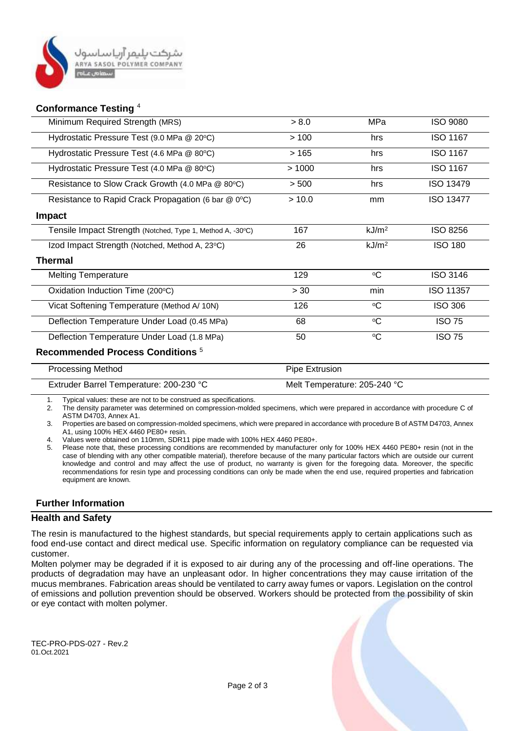## Conformance Testing [4]

| | | | |
|---|---|---|---|
| Minimum Required Strength (MRS) | > 8.0 | MPa | ISO 9080 |
| Hydrostatic Pressure Test (9.0 MPa @ 20ºC) | > 100 | hrs | ISO 1167 |
| Hydrostatic Pressure Test (4.6 MPa @ 80ºC) | > 165 | hrs | ISO 1167 |
| Hydrostatic Pressure Test (4.0 MPa @ 80ºC) | > 1000 | hrs | ISO 1167 |
| Resistance to Slow Crack Growth (4.0 MPa @ 80ºC) | > 500 | hrs | ISO 13479 |
| Resistance to Rapid Crack Propagation (6 bar @ 0ºC) | > 10.0 | mm | ISO 13477 |

## Impact

| | | | |
|---|---|---|---|
| Tensile Impact Strength (Notched, Type 1, Method A, -30ºC) | 167 | $kJ/m^2$ | ISO 8256 |
| Izod Impact Strength (Notched, Method A, 23ºC) | 26 | $kJ/m^2$ | ISO 180 |

## Thermal

| | | | |
|---|---|---|---|
| Melting Temperature | 129 | ºC | ISO 3146 |
| Oxidation Induction Time (200ºC) | > 30 | min | ISO 11357 |
| Vicat Softening Temperature (Method A/ 10N) | 126 | ºC | ISO 306 |
| Deflection Temperature Under Load (0.45 MPa) | 68 | ºC | ISO 75 |
| Deflection Temperature Under Load (1.8 MPa) | 50 | ºC | ISO 75 |

## Recommended Process Conditions [5]

| | |
|---|---|
| Processing Method | Pipe Extrusion |
| Extruder Barrel Temperature: 200-230 °C | Melt Temperature: 205-240 °C |

1. Typical values: these are not to be construed as specifications.
2. The density parameter was determined on compression-molded specimens, which were prepared in accordance with procedure C of ASTM D4703, Annex A1.
3. Properties are based on compression-molded specimens, which were prepared in accordance with procedure B of ASTM D4703, Annex A1, using 100% HEX 4460 PE80+ resin.
4. Values were obtained on 110mm, SDR11 pipe made with 100% HEX 4460 PE80+.
5. Please note that, these processing conditions are recommended by manufacturer only for 100% HEX 4460 PE80+ resin (not in the case of blending with any other compatible material), therefore because of the many particular factors which are outside our current knowledge and control and may affect the use of product, no warranty is given for the foregoing data. Moreover, the specific recommendations for resin type and processing conditions can only be made when the end use, required properties and fabrication equipment are known.

## Further Information

### Health and Safety

The resin is manufactured to the highest standards, but special requirements apply to certain applications such as food end-use contact and direct medical use. Specific information on regulatory compliance can be requested via customer.

Molten polymer may be degraded if it is exposed to air during any of the processing and off-line operations. The products of degradation may have an unpleasant odor. In higher concentrations they may cause irritation of the mucus membranes. Fabrication areas should be ventilated to carry away fumes or vapors. Legislation on the control of emissions and pollution prevention should be observed. Workers should be protected from the possibility of skin or eye contact with molten polymer.

TEC-PRO-PDS-027 - Rev.2
01.Oct.2021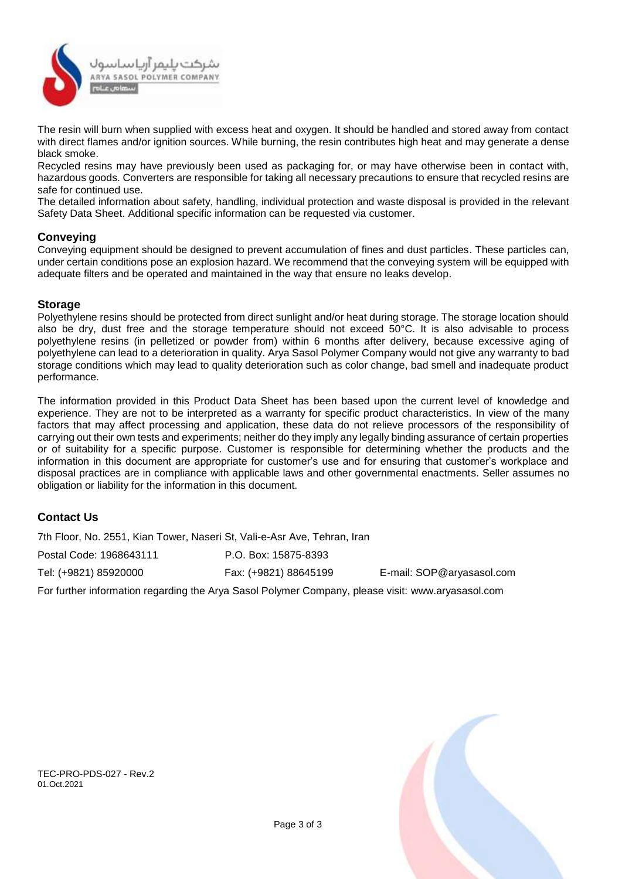The resin will burn when supplied with excess heat and oxygen. It should be handled and stored away from contact with direct flames and/or ignition sources. While burning, the resin contributes high heat and may generate a dense black smoke.

Recycled resins may have previously been used as packaging for, or may have otherwise been in contact with, hazardous goods. Converters are responsible for taking all necessary precautions to ensure that recycled resins are safe for continued use.

The detailed information about safety, handling, individual protection and waste disposal is provided in the relevant Safety Data Sheet. Additional specific information can be requested via customer.

## Conveying

Conveying equipment should be designed to prevent accumulation of fines and dust particles. These particles can, under certain conditions pose an explosion hazard. We recommend that the conveying system will be equipped with adequate filters and be operated and maintained in the way that ensure no leaks develop.

## Storage

Polyethylene resins should be protected from direct sunlight and/or heat during storage. The storage location should also be dry, dust free and the storage temperature should not exceed 50°C. It is also advisable to process polyethylene resins (in pelletized or powder from) within 6 months after delivery, because excessive aging of polyethylene can lead to a deterioration in quality. Arya Sasol Polymer Company would not give any warranty to bad storage conditions which may lead to quality deterioration such as color change, bad smell and inadequate product performance.

The information provided in this Product Data Sheet has been based upon the current level of knowledge and experience. They are not to be interpreted as a warranty for specific product characteristics. In view of the many factors that may affect processing and application, these data do not relieve processors of the responsibility of carrying out their own tests and experiments; neither do they imply any legally binding assurance of certain properties or of suitability for a specific purpose. Customer is responsible for determining whether the products and the information in this document are appropriate for customer's use and for ensuring that customer's workplace and disposal practices are in compliance with applicable laws and other governmental enactments. Seller assumes no obligation or liability for the information in this document.

## Contact Us

7th Floor, No. 2551, Kian Tower, Naseri St, Vali-e-Asr Ave, Tehran, Iran

| | | |
|---|---|---|
| Postal Code: 1968643111 | P.O. Box: 15875-8393 | |
| Tel: (+9821) 85920000 | Fax: (+9821) 88645199 | E-mail: SOP@aryasasol.com |

For further information regarding the Arya Sasol Polymer Company, please visit: www.aryasasol.com

TEC-PRO-PDS-027 - Rev.2
01.Oct.2021